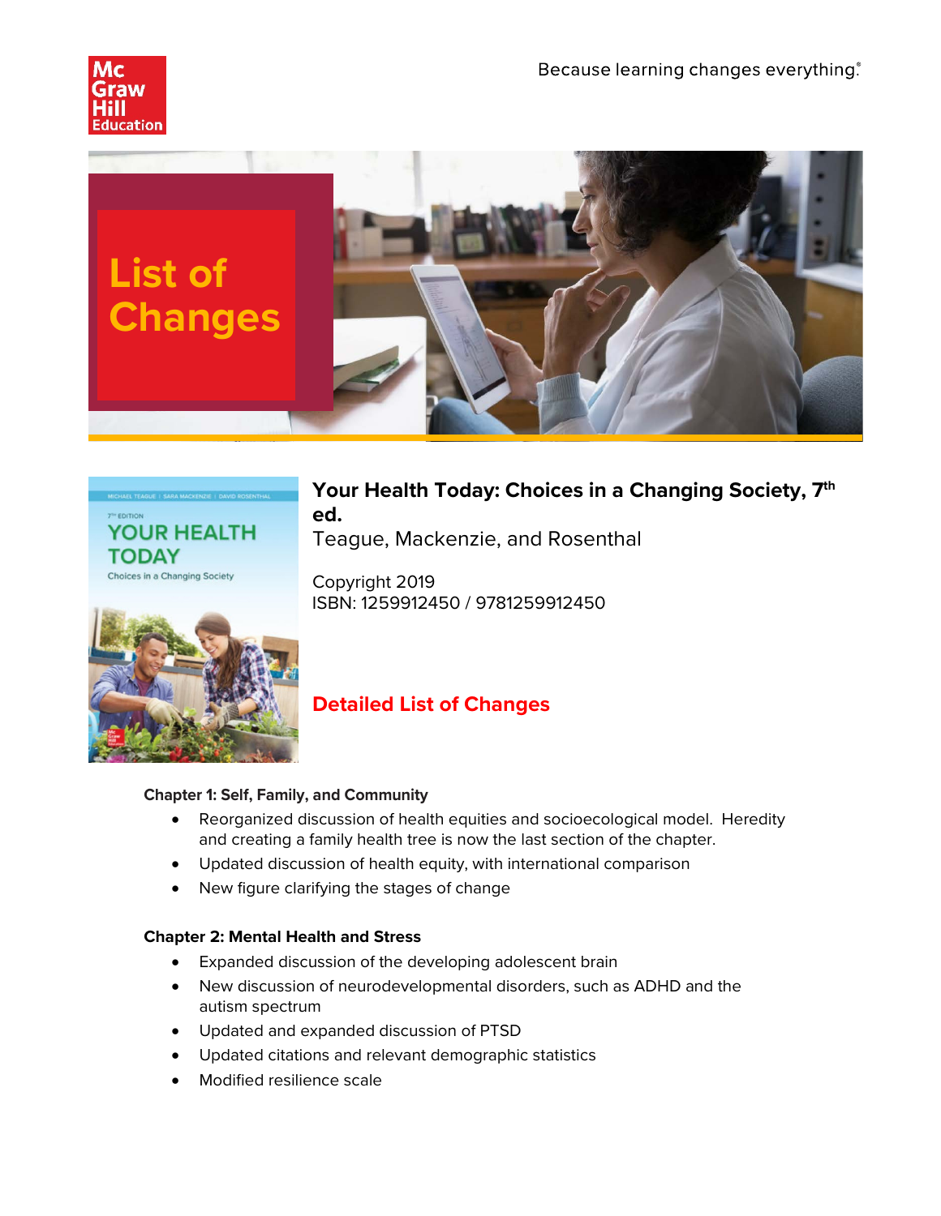Because learning changes everything.®

# List of Changes

**Your Health Today: Choices in a Changing Society, 7th ed.**

Teague, Mackenzie, and Rosenthal

Copyright 2019
ISBN: 1259912450 / 9781259912450

## Detailed List of Changes

**Chapter 1: Self, Family, and Community**

- Reorganized discussion of health equities and socioecological model. Heredity and creating a family health tree is now the last section of the chapter.
- Updated discussion of health equity, with international comparison
- New figure clarifying the stages of change

**Chapter 2: Mental Health and Stress**

- Expanded discussion of the developing adolescent brain
- New discussion of neurodevelopmental disorders, such as ADHD and the autism spectrum
- Updated and expanded discussion of PTSD
- Updated citations and relevant demographic statistics
- Modified resilience scale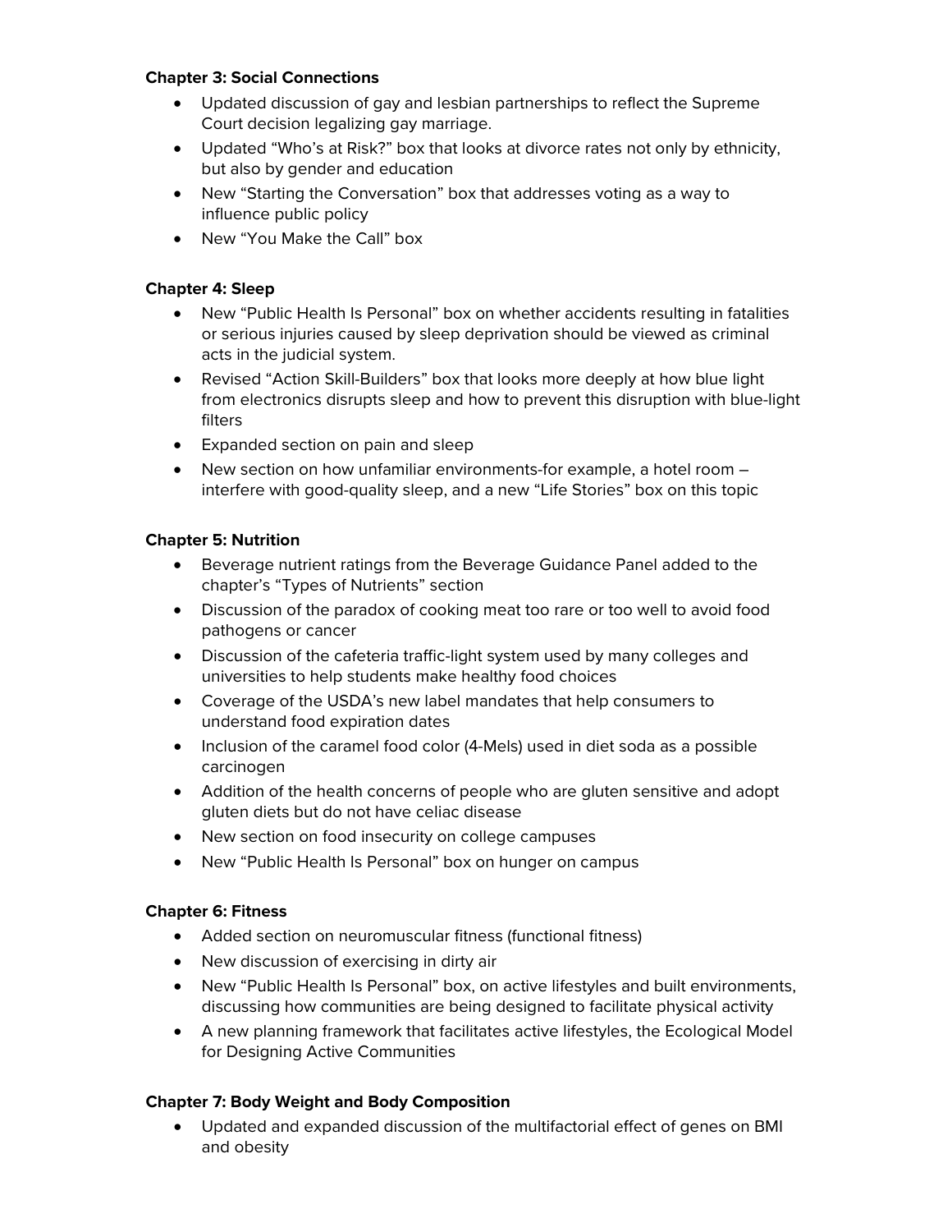**Chapter 3: Social Connections**

- Updated discussion of gay and lesbian partnerships to reflect the Supreme Court decision legalizing gay marriage.
- Updated "Who's at Risk?" box that looks at divorce rates not only by ethnicity, but also by gender and education
- New "Starting the Conversation" box that addresses voting as a way to influence public policy
- New "You Make the Call" box

**Chapter 4: Sleep**

- New "Public Health Is Personal" box on whether accidents resulting in fatalities or serious injuries caused by sleep deprivation should be viewed as criminal acts in the judicial system.
- Revised "Action Skill-Builders" box that looks more deeply at how blue light from electronics disrupts sleep and how to prevent this disruption with blue-light filters
- Expanded section on pain and sleep
- New section on how unfamiliar environments-for example, a hotel room – interfere with good-quality sleep, and a new "Life Stories" box on this topic

**Chapter 5: Nutrition**

- Beverage nutrient ratings from the Beverage Guidance Panel added to the chapter's "Types of Nutrients" section
- Discussion of the paradox of cooking meat too rare or too well to avoid food pathogens or cancer
- Discussion of the cafeteria traffic-light system used by many colleges and universities to help students make healthy food choices
- Coverage of the USDA's new label mandates that help consumers to understand food expiration dates
- Inclusion of the caramel food color (4-Mels) used in diet soda as a possible carcinogen
- Addition of the health concerns of people who are gluten sensitive and adopt gluten diets but do not have celiac disease
- New section on food insecurity on college campuses
- New "Public Health Is Personal" box on hunger on campus

**Chapter 6: Fitness**

- Added section on neuromuscular fitness (functional fitness)
- New discussion of exercising in dirty air
- New "Public Health Is Personal" box, on active lifestyles and built environments, discussing how communities are being designed to facilitate physical activity
- A new planning framework that facilitates active lifestyles, the Ecological Model for Designing Active Communities

**Chapter 7: Body Weight and Body Composition**

- Updated and expanded discussion of the multifactorial effect of genes on BMI and obesity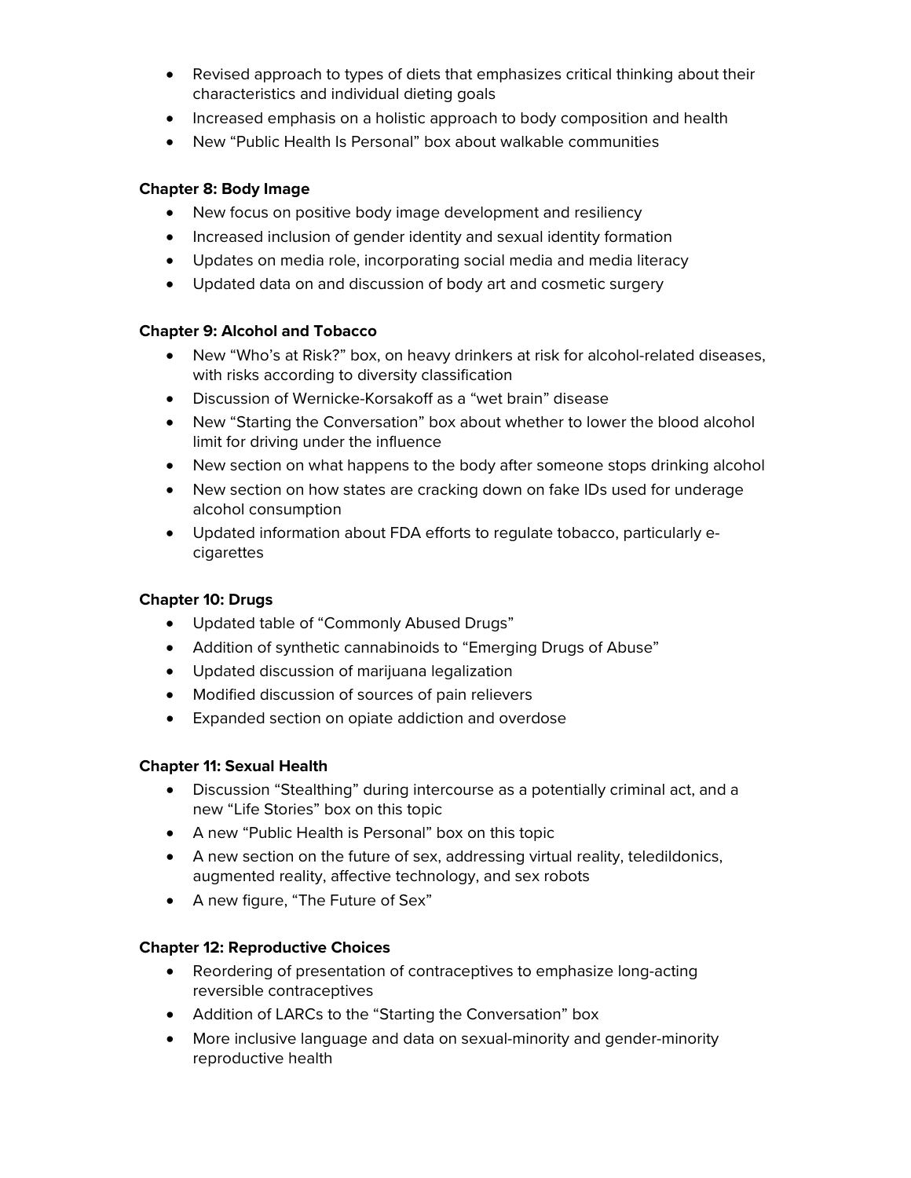- Revised approach to types of diets that emphasizes critical thinking about their characteristics and individual dieting goals
- Increased emphasis on a holistic approach to body composition and health
- New "Public Health Is Personal" box about walkable communities

**Chapter 8: Body Image**

- New focus on positive body image development and resiliency
- Increased inclusion of gender identity and sexual identity formation
- Updates on media role, incorporating social media and media literacy
- Updated data on and discussion of body art and cosmetic surgery

**Chapter 9: Alcohol and Tobacco**

- New "Who's at Risk?" box, on heavy drinkers at risk for alcohol-related diseases, with risks according to diversity classification
- Discussion of Wernicke-Korsakoff as a "wet brain" disease
- New "Starting the Conversation" box about whether to lower the blood alcohol limit for driving under the influence
- New section on what happens to the body after someone stops drinking alcohol
- New section on how states are cracking down on fake IDs used for underage alcohol consumption
- Updated information about FDA efforts to regulate tobacco, particularly e-cigarettes

**Chapter 10: Drugs**

- Updated table of "Commonly Abused Drugs"
- Addition of synthetic cannabinoids to "Emerging Drugs of Abuse"
- Updated discussion of marijuana legalization
- Modified discussion of sources of pain relievers
- Expanded section on opiate addiction and overdose

**Chapter 11: Sexual Health**

- Discussion "Stealthing" during intercourse as a potentially criminal act, and a new "Life Stories" box on this topic
- A new "Public Health is Personal" box on this topic
- A new section on the future of sex, addressing virtual reality, teledildonics, augmented reality, affective technology, and sex robots
- A new figure, "The Future of Sex"

**Chapter 12: Reproductive Choices**

- Reordering of presentation of contraceptives to emphasize long-acting reversible contraceptives
- Addition of LARCs to the "Starting the Conversation" box
- More inclusive language and data on sexual-minority and gender-minority reproductive health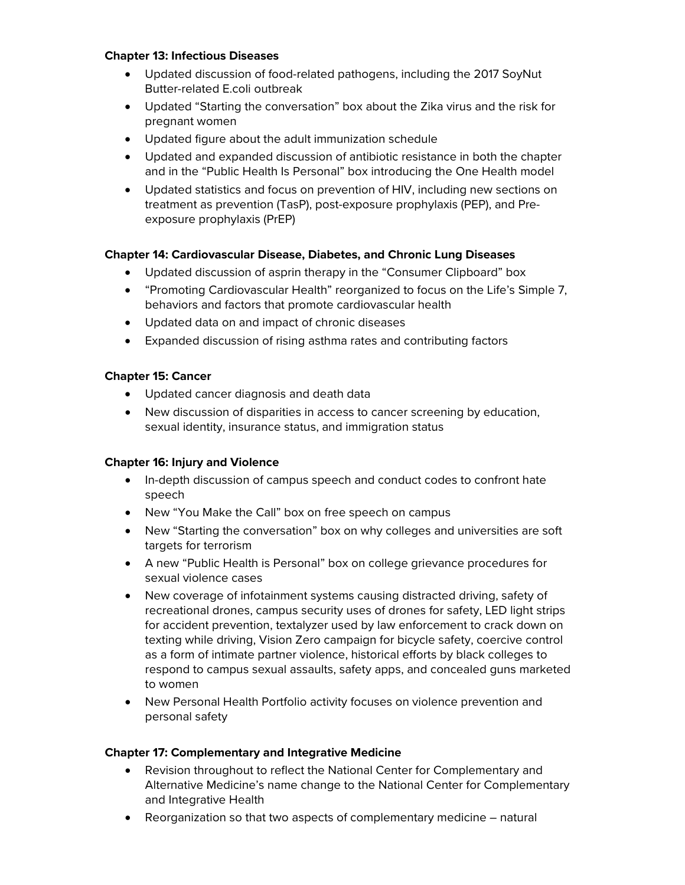**Chapter 13: Infectious Diseases**

- Updated discussion of food-related pathogens, including the 2017 SoyNut Butter-related E.coli outbreak
- Updated "Starting the conversation" box about the Zika virus and the risk for pregnant women
- Updated figure about the adult immunization schedule
- Updated and expanded discussion of antibiotic resistance in both the chapter and in the "Public Health Is Personal" box introducing the One Health model
- Updated statistics and focus on prevention of HIV, including new sections on treatment as prevention (TasP), post-exposure prophylaxis (PEP), and Pre-exposure prophylaxis (PrEP)

**Chapter 14: Cardiovascular Disease, Diabetes, and Chronic Lung Diseases**

- Updated discussion of asprin therapy in the "Consumer Clipboard" box
- "Promoting Cardiovascular Health" reorganized to focus on the Life's Simple 7, behaviors and factors that promote cardiovascular health
- Updated data on and impact of chronic diseases
- Expanded discussion of rising asthma rates and contributing factors

**Chapter 15: Cancer**

- Updated cancer diagnosis and death data
- New discussion of disparities in access to cancer screening by education, sexual identity, insurance status, and immigration status

**Chapter 16: Injury and Violence**

- In-depth discussion of campus speech and conduct codes to confront hate speech
- New "You Make the Call" box on free speech on campus
- New "Starting the conversation" box on why colleges and universities are soft targets for terrorism
- A new "Public Health is Personal" box on college grievance procedures for sexual violence cases
- New coverage of infotainment systems causing distracted driving, safety of recreational drones, campus security uses of drones for safety, LED light strips for accident prevention, textalyzer used by law enforcement to crack down on texting while driving, Vision Zero campaign for bicycle safety, coercive control as a form of intimate partner violence, historical efforts by black colleges to respond to campus sexual assaults, safety apps, and concealed guns marketed to women
- New Personal Health Portfolio activity focuses on violence prevention and personal safety

**Chapter 17: Complementary and Integrative Medicine**

- Revision throughout to reflect the National Center for Complementary and Alternative Medicine's name change to the National Center for Complementary and Integrative Health
- Reorganization so that two aspects of complementary medicine – natural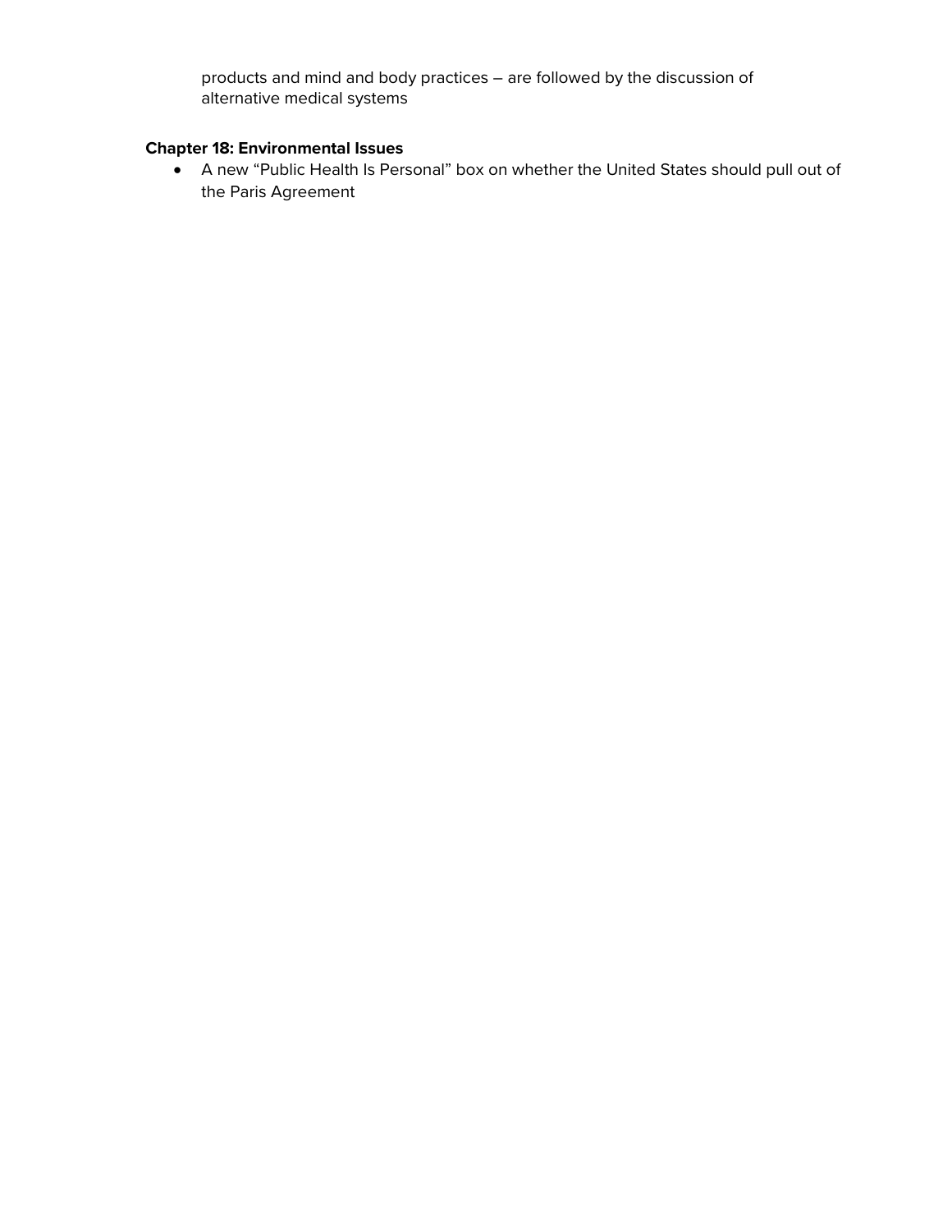products and mind and body practices – are followed by the discussion of alternative medical systems

**Chapter 18: Environmental Issues**

- A new "Public Health Is Personal" box on whether the United States should pull out of the Paris Agreement